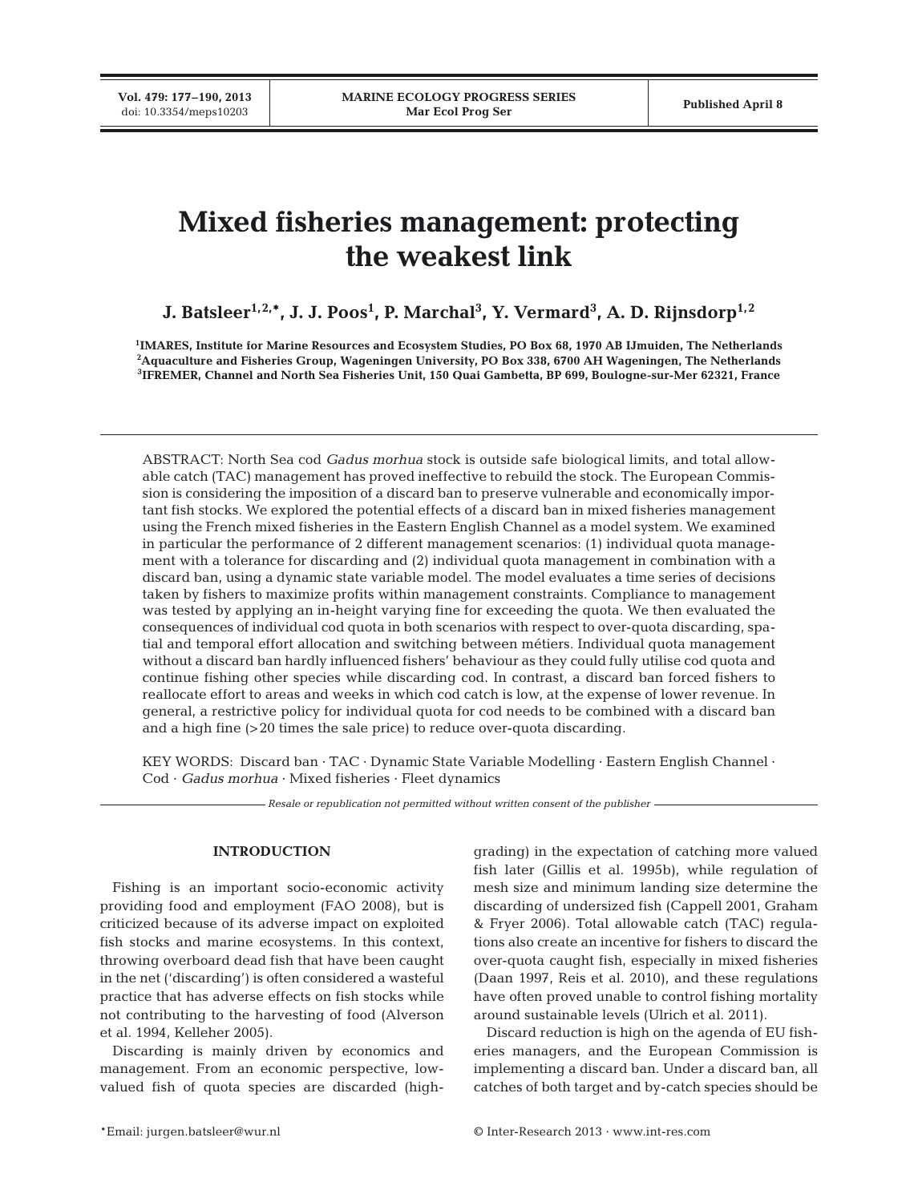# Mixed fisheries management: protecting the weakest link

**J. Batsleer[1,2,*], J. J. Poos[1], P. Marchal[3], Y. Vermard[3], A. D. Rijnsdorp[1,2]**

[1]IMARES, Institute for Marine Resources and Ecosystem Studies, PO Box 68, 1970 AB IJmuiden, The Netherlands
[2]Aquaculture and Fisheries Group, Wageningen University, PO Box 338, 6700 AH Wageningen, The Netherlands
[3]IFREMER, Channel and North Sea Fisheries Unit, 150 Quai Gambetta, BP 699, Boulogne-sur-Mer 62321, France

ABSTRACT: North Sea cod *Gadus morhua* stock is outside safe biological limits, and total allowable catch (TAC) management has proved ineffective to rebuild the stock. The European Commission is considering the imposition of a discard ban to preserve vulnerable and economically important fish stocks. We explored the potential effects of a discard ban in mixed fisheries management using the French mixed fisheries in the Eastern English Channel as a model system. We examined in particular the performance of 2 different management scenarios: (1) individual quota management with a tolerance for discarding and (2) individual quota management in combination with a discard ban, using a dynamic state variable model. The model evaluates a time series of decisions taken by fishers to maximize profits within management constraints. Compliance to management was tested by applying an in-height varying fine for exceeding the quota. We then evaluated the consequences of individual cod quota in both scenarios with respect to over-quota discarding, spatial and temporal effort allocation and switching between métiers. Individual quota management without a discard ban hardly influenced fishers' behaviour as they could fully utilise cod quota and continue fishing other species while discarding cod. In contrast, a discard ban forced fishers to reallocate effort to areas and weeks in which cod catch is low, at the expense of lower revenue. In general, a restrictive policy for individual quota for cod needs to be combined with a discard ban and a high fine (>20 times the sale price) to reduce over-quota discarding.

KEY WORDS: Discard ban · TAC · Dynamic State Variable Modelling · Eastern English Channel · Cod · *Gadus morhua* · Mixed fisheries · Fleet dynamics

*Resale or republication not permitted without written consent of the publisher*

## INTRODUCTION

Fishing is an important socio-economic activity providing food and employment (FAO 2008), but is criticized because of its adverse impact on exploited fish stocks and marine ecosystems. In this context, throwing overboard dead fish that have been caught in the net ('discarding') is often considered a wasteful practice that has adverse effects on fish stocks while not contributing to the harvesting of food (Alverson et al. 1994, Kelleher 2005).

Discarding is mainly driven by economics and management. From an economic perspective, low-valued fish of quota species are discarded (high-grading) in the expectation of catching more valued fish later (Gillis et al. 1995b), while regulation of mesh size and minimum landing size determine the discarding of undersized fish (Cappell 2001, Graham & Fryer 2006). Total allowable catch (TAC) regulations also create an incentive for fishers to discard the over-quota caught fish, especially in mixed fisheries (Daan 1997, Reis et al. 2010), and these regulations have often proved unable to control fishing mortality around sustainable levels (Ulrich et al. 2011).

Discard reduction is high on the agenda of EU fisheries managers, and the European Commission is implementing a discard ban. Under a discard ban, all catches of both target and by-catch species should be

*Email: jurgen.batsleer@wur.nl

© Inter-Research 2013 · www.int-res.com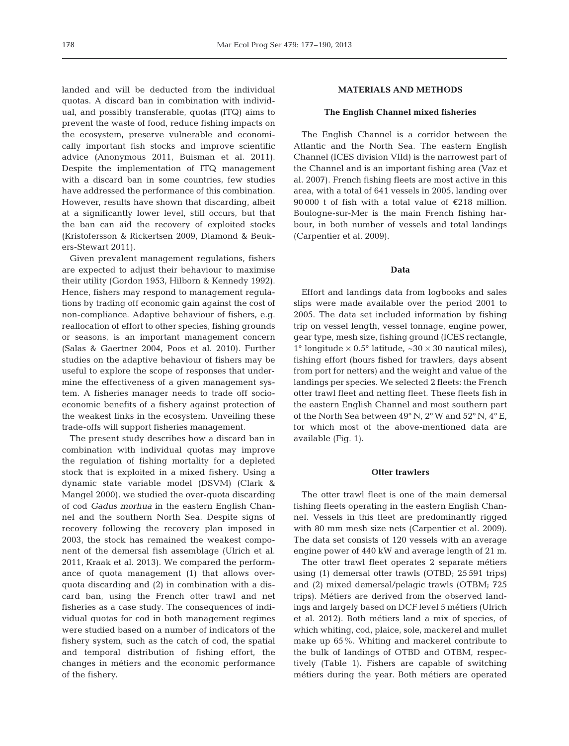landed and will be deducted from the individual quotas. A discard ban in combination with individual, and possibly transferable, quotas (ITQ) aims to prevent the waste of food, reduce fishing impacts on the ecosystem, preserve vulnerable and economically important fish stocks and improve scientific advice (Anonymous 2011, Buisman et al. 2011). Despite the implementation of ITQ management with a discard ban in some countries, few studies have addressed the performance of this combination. However, results have shown that discarding, albeit at a significantly lower level, still occurs, but that the ban can aid the recovery of exploited stocks (Kristofersson & Rickertsen 2009, Diamond & Beukers-Stewart 2011).

Given prevalent management regulations, fishers are expected to adjust their behaviour to maximise their utility (Gordon 1953, Hilborn & Kennedy 1992). Hence, fishers may respond to management regulations by trading off economic gain against the cost of non-compliance. Adaptive behaviour of fishers, e.g. reallocation of effort to other species, fishing grounds or seasons, is an important management concern (Salas & Gaertner 2004, Poos et al. 2010). Further studies on the adaptive behaviour of fishers may be useful to explore the scope of responses that undermine the effectiveness of a given management system. A fisheries manager needs to trade off socio-economic benefits of a fishery against protection of the weakest links in the ecosystem. Unveiling these trade-offs will support fisheries management.

The present study describes how a discard ban in combination with individual quotas may improve the regulation of fishing mortality for a depleted stock that is exploited in a mixed fishery. Using a dynamic state variable model (DSVM) (Clark & Mangel 2000), we studied the over-quota discarding of cod *Gadus morhua* in the eastern English Channel and the southern North Sea. Despite signs of recovery following the recovery plan imposed in 2003, the stock has remained the weakest component of the demersal fish assemblage (Ulrich et al. 2011, Kraak et al. 2013). We compared the performance of quota management (1) that allows over-quota discarding and (2) in combination with a discard ban, using the French otter trawl and net fisheries as a case study. The consequences of individual quotas for cod in both management regimes were studied based on a number of indicators of the fishery system, such as the catch of cod, the spatial and temporal distribution of fishing effort, the changes in métiers and the economic performance of the fishery.

## MATERIALS AND METHODS

### The English Channel mixed fisheries

The English Channel is a corridor between the Atlantic and the North Sea. The eastern English Channel (ICES division VIId) is the narrowest part of the Channel and is an important fishing area (Vaz et al. 2007). French fishing fleets are most active in this area, with a total of 641 vessels in 2005, landing over 90 000 t of fish with a total value of €218 million. Boulogne-sur-Mer is the main French fishing harbour, in both number of vessels and total landings (Carpentier et al. 2009).

### Data

Effort and landings data from logbooks and sales slips were made available over the period 2001 to 2005. The data set included information by fishing trip on vessel length, vessel tonnage, engine power, gear type, mesh size, fishing ground (ICES rectangle, 1° longitude × 0.5° latitude, ~30 × 30 nautical miles), fishing effort (hours fished for trawlers, days absent from port for netters) and the weight and value of the landings per species. We selected 2 fleets: the French otter trawl fleet and netting fleet. These fleets fish in the eastern English Channel and most southern part of the North Sea between 49° N, 2° W and 52° N, 4° E, for which most of the above-mentioned data are available (Fig. 1).

### Otter trawlers

The otter trawl fleet is one of the main demersal fishing fleets operating in the eastern English Channel. Vessels in this fleet are predominantly rigged with 80 mm mesh size nets (Carpentier et al. 2009). The data set consists of 120 vessels with an average engine power of 440 kW and average length of 21 m.

The otter trawl fleet operates 2 separate métiers using (1) demersal otter trawls (OTBD; 25 591 trips) and (2) mixed demersal/pelagic trawls (OTBM; 725 trips). Métiers are derived from the observed landings and largely based on DCF level 5 métiers (Ulrich et al. 2012). Both métiers land a mix of species, of which whiting, cod, plaice, sole, mackerel and mullet make up 65%. Whiting and mackerel contribute to the bulk of landings of OTBD and OTBM, respectively (Table 1). Fishers are capable of switching métiers during the year. Both métiers are operated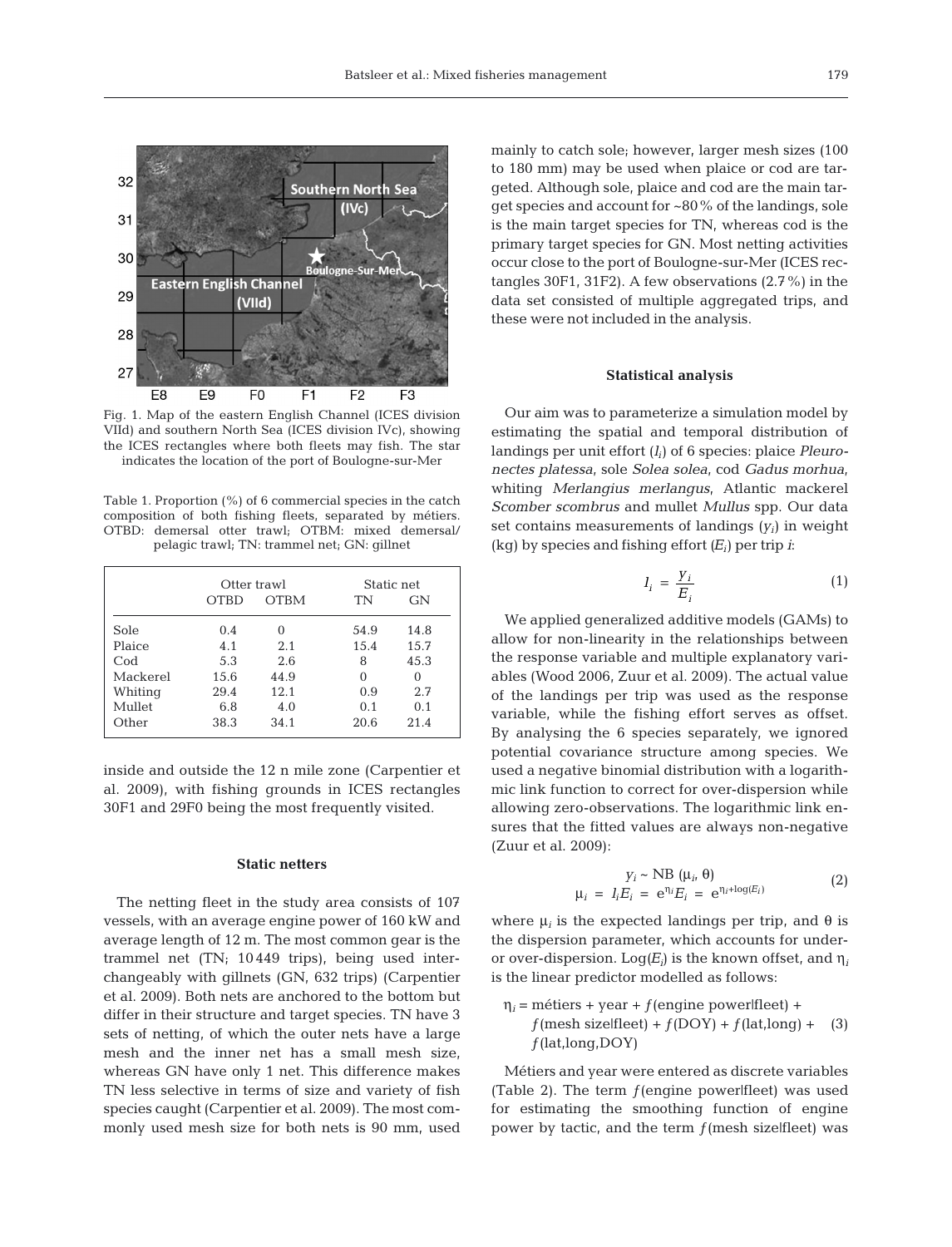Fig. 1. Map of the eastern English Channel (ICES division VIId) and southern North Sea (ICES division IVc), showing the ICES rectangles where both fleets may fish. The star indicates the location of the port of Boulogne-sur-Mer

Table 1. Proportion (%) of 6 commercial species in the catch composition of both fishing fleets, separated by métiers. OTBD: demersal otter trawl; OTBM: mixed demersal/pelagic trawl; TN: trammel net; GN: gillnet

| | Otter trawl | | Static net | |
|---|---|---|---|---|
| | OTBD | OTBM | TN | GN |
| Sole | 0.4 | 0 | 54.9 | 14.8 |
| Plaice | 4.1 | 2.1 | 15.4 | 15.7 |
| Cod | 5.3 | 2.6 | 8 | 45.3 |
| Mackerel | 15.6 | 44.9 | 0 | 0 |
| Whiting | 29.4 | 12.1 | 0.9 | 2.7 |
| Mullet | 6.8 | 4.0 | 0.1 | 0.1 |
| Other | 38.3 | 34.1 | 20.6 | 21.4 |

inside and outside the 12 n mile zone (Carpentier et al. 2009), with fishing grounds in ICES rectangles 30F1 and 29F0 being the most frequently visited.

### Static netters

The netting fleet in the study area consists of 107 vessels, with an average engine power of 160 kW and average length of 12 m. The most common gear is the trammel net (TN; 10 449 trips), being used interchangeably with gillnets (GN, 632 trips) (Carpentier et al. 2009). Both nets are anchored to the bottom but differ in their structure and target species. TN have 3 sets of netting, of which the outer nets have a large mesh and the inner net has a small mesh size, whereas GN have only 1 net. This difference makes TN less selective in terms of size and variety of fish species caught (Carpentier et al. 2009). The most commonly used mesh size for both nets is 90 mm, used mainly to catch sole; however, larger mesh sizes (100 to 180 mm) may be used when plaice or cod are targeted. Although sole, plaice and cod are the main target species and account for ~80% of the landings, sole is the main target species for TN, whereas cod is the primary target species for GN. Most netting activities occur close to the port of Boulogne-sur-Mer (ICES rectangles 30F1, 31F2). A few observations (2.7%) in the data set consisted of multiple aggregated trips, and these were not included in the analysis.

### Statistical analysis

Our aim was to parameterize a simulation model by estimating the spatial and temporal distribution of landings per unit effort ($l_i$) of 6 species: plaice *Pleuronectes platessa*, sole *Solea solea*, cod *Gadus morhua*, whiting *Merlangius merlangus*, Atlantic mackerel *Scomber scombrus* and mullet *Mullus* spp. Our data set contains measurements of landings ($y_i$) in weight (kg) by species and fishing effort ($E_i$) per trip $i$:

$$l_i = \frac{y_i}{E_i} \tag{1}$$

We applied generalized additive models (GAMs) to allow for non-linearity in the relationships between the response variable and multiple explanatory variables (Wood 2006, Zuur et al. 2009). The actual value of the landings per trip was used as the response variable, while the fishing effort serves as offset. By analysing the 6 species separately, we ignored potential covariance structure among species. We used a negative binomial distribution with a logarithmic link function to correct for over-dispersion while allowing zero-observations. The logarithmic link ensures that the fitted values are always non-negative (Zuur et al. 2009):

$$\begin{gathered} y_i \sim \text{NB}(\mu_i, \theta) \\ \mu_i = l_i E_i = e^{\eta_i} E_i = e^{\eta_i + \log(E_i)} \end{gathered} \tag{2}$$

where $\mu_i$ is the expected landings per trip, and $\theta$ is the dispersion parameter, which accounts for under- or over-dispersion. $\text{Log}(E_i)$ is the known offset, and $\eta_i$ is the linear predictor modelled as follows:

$$\begin{aligned} \eta_i = {} & \text{métiers} + \text{year} + f(\text{engine power}|\text{fleet}) + \\ & f(\text{mesh size}|\text{fleet}) + f(\text{DOY}) + f(\text{lat,long}) + \\ & f(\text{lat,long,DOY}) \end{aligned} \tag{3}$$

Métiers and year were entered as discrete variables (Table 2). The term $f$(engine power|fleet) was used for estimating the smoothing function of engine power by tactic, and the term $f$(mesh size|fleet) was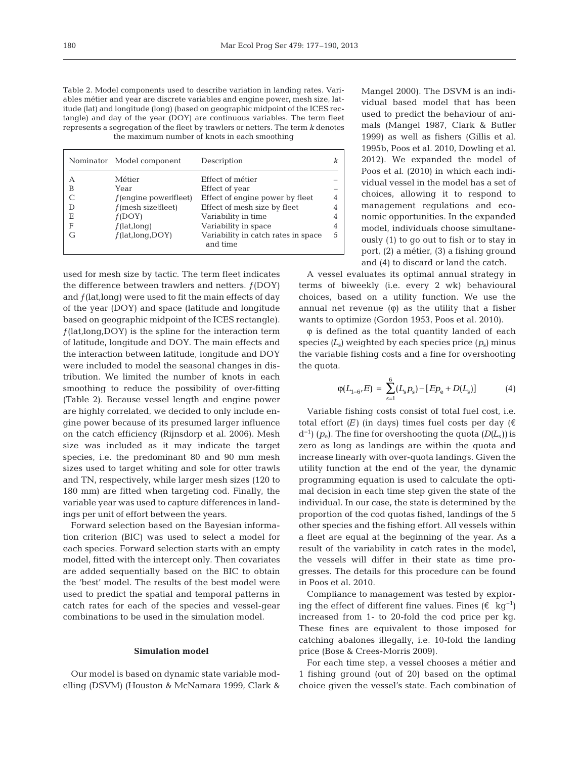Table 2. Model components used to describe variation in landing rates. Variables métier and year are discrete variables and engine power, mesh size, latitude (lat) and longitude (long) (based on geographic midpoint of the ICES rectangle) and day of the year (DOY) are continuous variables. The term fleet represents a segregation of the fleet by trawlers or netters. The term $k$ denotes the maximum number of knots in each smoothing

| Nominator | Model component | Description | $k$ |
|---|---|---|---|
| A | Métier | Effect of métier | – |
| B | Year | Effect of year | – |
| C | $f$(engine power\|fleet) | Effect of engine power by fleet | 4 |
| D | $f$(mesh size\|fleet) | Effect of mesh size by fleet | 4 |
| E | $f$(DOY) | Variability in time | 4 |
| F | $f$(lat,long) | Variability in space | 4 |
| G | $f$(lat,long,DOY) | Variability in catch rates in space and time | 5 |

used for mesh size by tactic. The term fleet indicates the difference between trawlers and netters. $f$(DOY) and $f$(lat,long) were used to fit the main effects of day of the year (DOY) and space (latitude and longitude based on geographic midpoint of the ICES rectangle). $f$(lat,long,DOY) is the spline for the interaction term of latitude, longitude and DOY. The main effects and the interaction between latitude, longitude and DOY were included to model the seasonal changes in distribution. We limited the number of knots in each smoothing to reduce the possibility of over-fitting (Table 2). Because vessel length and engine power are highly correlated, we decided to only include engine power because of its presumed larger influence on the catch efficiency (Rijnsdorp et al. 2006). Mesh size was included as it may indicate the target species, i.e. the predominant 80 and 90 mm mesh sizes used to target whiting and sole for otter trawls and TN, respectively, while larger mesh sizes (120 to 180 mm) are fitted when targeting cod. Finally, the variable year was used to capture differences in landings per unit of effort between the years.

Forward selection based on the Bayesian information criterion (BIC) was used to select a model for each species. Forward selection starts with an empty model, fitted with the intercept only. Then covariates are added sequentially based on the BIC to obtain the 'best' model. The results of the best model were used to predict the spatial and temporal patterns in catch rates for each of the species and vessel-gear combinations to be used in the simulation model.

### Simulation model

Our model is based on dynamic state variable modelling (DSVM) (Houston & McNamara 1999, Clark & Mangel 2000). The DSVM is an individual based model that has been used to predict the behaviour of animals (Mangel 1987, Clark & Butler 1999) as well as fishers (Gillis et al. 1995b, Poos et al. 2010, Dowling et al. 2012). We expanded the model of Poos et al. (2010) in which each individual vessel in the model has a set of choices, allowing it to respond to management regulations and economic opportunities. In the expanded model, individuals choose simultaneously (1) to go out to fish or to stay in port, (2) a métier, (3) a fishing ground and (4) to discard or land the catch.

A vessel evaluates its optimal annual strategy in terms of biweekly (i.e. every 2 wk) behavioural choices, based on a utility function. We use the annual net revenue (φ) as the utility that a fisher wants to optimize (Gordon 1953, Poos et al. 2010).

φ is defined as the total quantity landed of each species ($L_s$) weighted by each species price ($p_s$) minus the variable fishing costs and a fine for overshooting the quota.

$$\varphi(L_{1-6},E) = \sum_{s=1}^{6}(L_s p_s) - [E p_e + D(L_s)] \tag{4}$$

Variable fishing costs consist of total fuel cost, i.e. total effort ($E$) (in days) times fuel costs per day (€ d$^{-1}$) ($p_e$). The fine for overshooting the quota ($D(L_s)$) is zero as long as landings are within the quota and increase linearly with over-quota landings. Given the utility function at the end of the year, the dynamic programming equation is used to calculate the optimal decision in each time step given the state of the individual. In our case, the state is determined by the proportion of the cod quotas fished, landings of the 5 other species and the fishing effort. All vessels within a fleet are equal at the beginning of the year. As a result of the variability in catch rates in the model, the vessels will differ in their state as time progresses. The details for this procedure can be found in Poos et al. 2010.

Compliance to management was tested by exploring the effect of different fine values. Fines (€ kg$^{-1}$) increased from 1- to 20-fold the cod price per kg. These fines are equivalent to those imposed for catching abalones illegally, i.e. 10-fold the landing price (Bose & Crees-Morris 2009).

For each time step, a vessel chooses a métier and 1 fishing ground (out of 20) based on the optimal choice given the vessel's state. Each combination of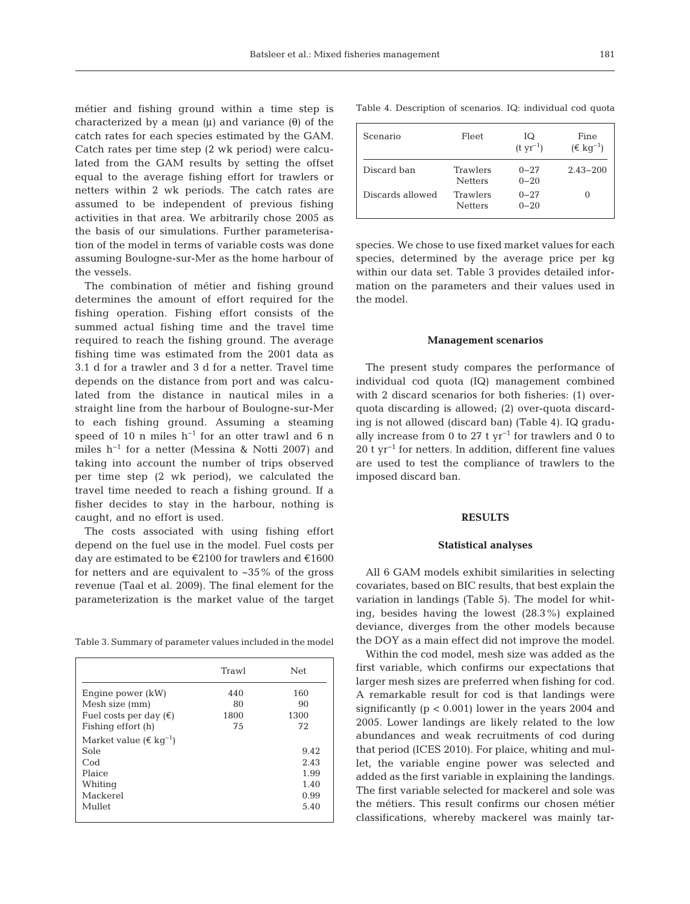métier and fishing ground within a time step is characterized by a mean (μ) and variance (θ) of the catch rates for each species estimated by the GAM. Catch rates per time step (2 wk period) were calculated from the GAM results by setting the offset equal to the average fishing effort for trawlers or netters within 2 wk periods. The catch rates are assumed to be independent of previous fishing activities in that area. We arbitrarily chose 2005 as the basis of our simulations. Further parameterisation of the model in terms of variable costs was done assuming Boulogne-sur-Mer as the home harbour of the vessels.

The combination of métier and fishing ground determines the amount of effort required for the fishing operation. Fishing effort consists of the summed actual fishing time and the travel time required to reach the fishing ground. The average fishing time was estimated from the 2001 data as 3.1 d for a trawler and 3 d for a netter. Travel time depends on the distance from port and was calculated from the distance in nautical miles in a straight line from the harbour of Boulogne-sur-Mer to each fishing ground. Assuming a steaming speed of 10 n miles $h^{-1}$ for an otter trawl and 6 n miles $h^{-1}$ for a netter (Messina & Notti 2007) and taking into account the number of trips observed per time step (2 wk period), we calculated the travel time needed to reach a fishing ground. If a fisher decides to stay in the harbour, nothing is caught, and no effort is used.

The costs associated with using fishing effort depend on the fuel use in the model. Fuel costs per day are estimated to be €2100 for trawlers and €1600 for netters and are equivalent to ~35% of the gross revenue (Taal et al. 2009). The final element for the parameterization is the market value of the target species. We chose to use fixed market values for each species, determined by the average price per kg within our data set. Table 3 provides detailed information on the parameters and their values used in the model.

Table 3. Summary of parameter values included in the model

| | Trawl | Net |
|---|---|---|
| Engine power (kW) | 440 | 160 |
| Mesh size (mm) | 80 | 90 |
| Fuel costs per day (€) | 1800 | 1300 |
| Fishing effort (h) | 75 | 72 |
| Market value (€ $kg^{-1}$) | | |
| Sole | | 9.42 |
| Cod | | 2.43 |
| Plaice | | 1.99 |
| Whiting | | 1.40 |
| Mackerel | | 0.99 |
| Mullet | | 5.40 |

Table 4. Description of scenarios. IQ: individual cod quota

| Scenario | Fleet | IQ (t $yr^{-1}$) | Fine (€ $kg^{-1}$) |
|---|---|---|---|
| Discard ban | Trawlers<br>Netters | 0–27<br>0–20 | 2.43–200 |
| Discards allowed | Trawlers<br>Netters | 0–27<br>0–20 | 0 |

### Management scenarios

The present study compares the performance of individual cod quota (IQ) management combined with 2 discard scenarios for both fisheries: (1) over-quota discarding is allowed; (2) over-quota discarding is not allowed (discard ban) (Table 4). IQ gradually increase from 0 to 27 t $yr^{-1}$ for trawlers and 0 to 20 t $yr^{-1}$ for netters. In addition, different fine values are used to test the compliance of trawlers to the imposed discard ban.

## RESULTS

### Statistical analyses

All 6 GAM models exhibit similarities in selecting covariates, based on BIC results, that best explain the variation in landings (Table 5). The model for whiting, besides having the lowest (28.3%) explained deviance, diverges from the other models because the DOY as a main effect did not improve the model.

Within the cod model, mesh size was added as the first variable, which confirms our expectations that larger mesh sizes are preferred when fishing for cod. A remarkable result for cod is that landings were significantly ($p < 0.001$) lower in the years 2004 and 2005. Lower landings are likely related to the low abundances and weak recruitments of cod during that period (ICES 2010). For plaice, whiting and mullet, the variable engine power was selected and added as the first variable in explaining the landings. The first variable selected for mackerel and sole was the métiers. This result confirms our chosen métier classifications, whereby mackerel was mainly tar-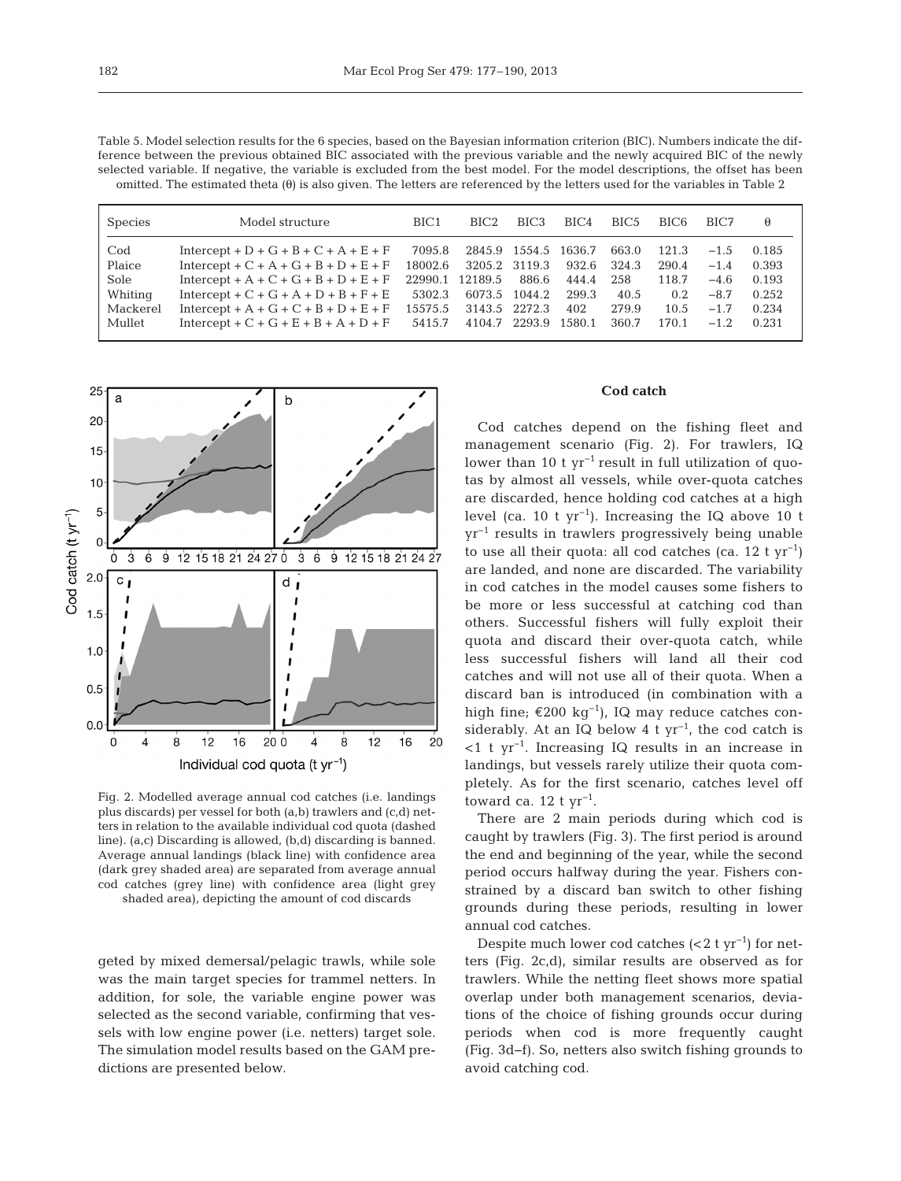Table 5. Model selection results for the 6 species, based on the Bayesian information criterion (BIC). Numbers indicate the difference between the previous obtained BIC associated with the previous variable and the newly acquired BIC of the newly selected variable. If negative, the variable is excluded from the best model. For the model descriptions, the offset has been omitted. The estimated theta (θ) is also given. The letters are referenced by the letters used for the variables in Table 2

| Species | Model structure | BIC1 | BIC2 | BIC3 | BIC4 | BIC5 | BIC6 | BIC7 | θ |
|---|---|---|---|---|---|---|---|---|---|
| Cod | Intercept + D + G + B + C + A + E + F | 7095.8 | 2845.9 | 1554.5 | 1636.7 | 663.0 | 121.3 | −1.5 | 0.185 |
| Plaice | Intercept + C + A + G + B + D + E + F | 18002.6 | 3205.2 | 3119.3 | 932.6 | 324.3 | 290.4 | −1.4 | 0.393 |
| Sole | Intercept + A + C + G + B + D + E + F | 22990.1 | 12189.5 | 886.6 | 444.4 | 258 | 118.7 | −4.6 | 0.193 |
| Whiting | Intercept + C + G + A + D + B + F + E | 5302.3 | 6073.5 | 1044.2 | 299.3 | 40.5 | 0.2 | −8.7 | 0.252 |
| Mackerel | Intercept + A + G + C + B + D + E + F | 15575.5 | 3143.5 | 2272.3 | 402 | 279.9 | 10.5 | −1.7 | 0.234 |
| Mullet | Intercept + C + G + E + B + A + D + F | 5415.7 | 4104.7 | 2293.9 | 1580.1 | 360.7 | 170.1 | −1.2 | 0.231 |

Fig. 2. Modelled average annual cod catches (i.e. landings plus discards) per vessel for both (a,b) trawlers and (c,d) netters in relation to the available individual cod quota (dashed line). (a,c) Discarding is allowed, (b,d) discarding is banned. Average annual landings (black line) with confidence area (dark grey shaded area) are separated from average annual cod catches (grey line) with confidence area (light grey shaded area), depicting the amount of cod discards

geted by mixed demersal/pelagic trawls, while sole was the main target species for trammel netters. In addition, for sole, the variable engine power was selected as the second variable, confirming that vessels with low engine power (i.e. netters) target sole. The simulation model results based on the GAM predictions are presented below.

### Cod catch

Cod catches depend on the fishing fleet and management scenario (Fig. 2). For trawlers, IQ lower than 10 t $yr^{-1}$ result in full utilization of quotas by almost all vessels, while over-quota catches are discarded, hence holding cod catches at a high level (ca. 10 t $yr^{-1}$). Increasing the IQ above 10 t $yr^{-1}$ results in trawlers progressively being unable to use all their quota: all cod catches (ca. 12 t $yr^{-1}$) are landed, and none are discarded. The variability in cod catches in the model causes some fishers to be more or less successful at catching cod than others. Successful fishers will fully exploit their quota and discard their over-quota catch, while less successful fishers will land all their cod catches and will not use all of their quota. When a discard ban is introduced (in combination with a high fine; €200 $kg^{-1}$), IQ may reduce catches considerably. At an IQ below 4 t $yr^{-1}$, the cod catch is <1 t $yr^{-1}$. Increasing IQ results in an increase in landings, but vessels rarely utilize their quota completely. As for the first scenario, catches level off toward ca. 12 t $yr^{-1}$.

There are 2 main periods during which cod is caught by trawlers (Fig. 3). The first period is around the end and beginning of the year, while the second period occurs halfway during the year. Fishers constrained by a discard ban switch to other fishing grounds during these periods, resulting in lower annual cod catches.

Despite much lower cod catches (<2 t $yr^{-1}$) for netters (Fig. 2c,d), similar results are observed as for trawlers. While the netting fleet shows more spatial overlap under both management scenarios, deviations of the choice of fishing grounds occur during periods when cod is more frequently caught (Fig. 3d–f). So, netters also switch fishing grounds to avoid catching cod.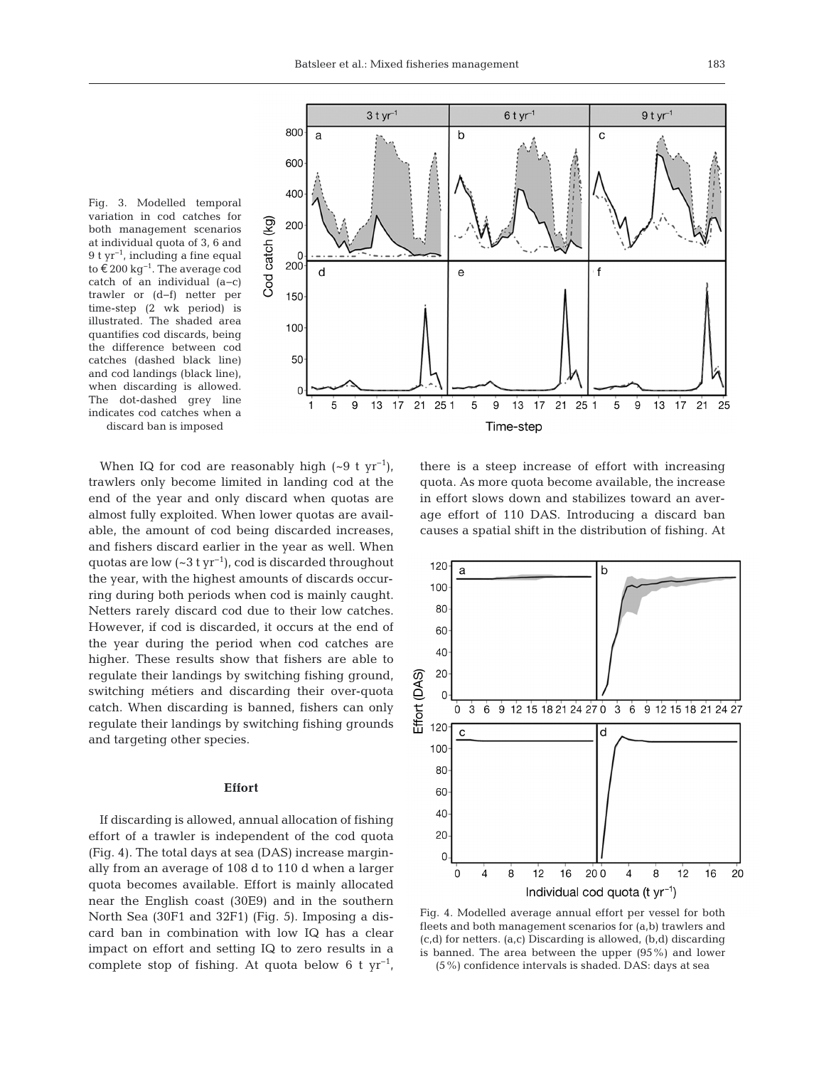Fig. 3. Modelled temporal variation in cod catches for both management scenarios at individual quota of 3, 6 and 9 t yr$^{-1}$, including a fine equal to €200 kg$^{-1}$. The average cod catch of an individual (a–c) trawler or (d–f) netter per time-step (2 wk period) is illustrated. The shaded area quantifies cod discards, being the difference between cod catches (dashed black line) and cod landings (black line), when discarding is allowed. The dot-dashed grey line indicates cod catches when a discard ban is imposed

When IQ for cod are reasonably high (~9 t yr$^{-1}$), trawlers only become limited in landing cod at the end of the year and only discard when quotas are almost fully exploited. When lower quotas are available, the amount of cod being discarded increases, and fishers discard earlier in the year as well. When quotas are low (~3 t yr$^{-1}$), cod is discarded throughout the year, with the highest amounts of discards occurring during both periods when cod is mainly caught. Netters rarely discard cod due to their low catches. However, if cod is discarded, it occurs at the end of the year during the period when cod catches are higher. These results show that fishers are able to regulate their landings by switching fishing ground, switching métiers and discarding their over-quota catch. When discarding is banned, fishers can only regulate their landings by switching fishing grounds and targeting other species.

### Effort

If discarding is allowed, annual allocation of fishing effort of a trawler is independent of the cod quota (Fig. 4). The total days at sea (DAS) increase marginally from an average of 108 d to 110 d when a larger quota becomes available. Effort is mainly allocated near the English coast (30E9) and in the southern North Sea (30F1 and 32F1) (Fig. 5). Imposing a discard ban in combination with low IQ has a clear impact on effort and setting IQ to zero results in a complete stop of fishing. At quota below 6 t yr$^{-1}$, there is a steep increase of effort with increasing quota. As more quota become available, the increase in effort slows down and stabilizes toward an average effort of 110 DAS. Introducing a discard ban causes a spatial shift in the distribution of fishing. At

Fig. 4. Modelled average annual effort per vessel for both fleets and both management scenarios for (a,b) trawlers and (c,d) for netters. (a,c) Discarding is allowed, (b,d) discarding is banned. The area between the upper (95%) and lower (5%) confidence intervals is shaded. DAS: days at sea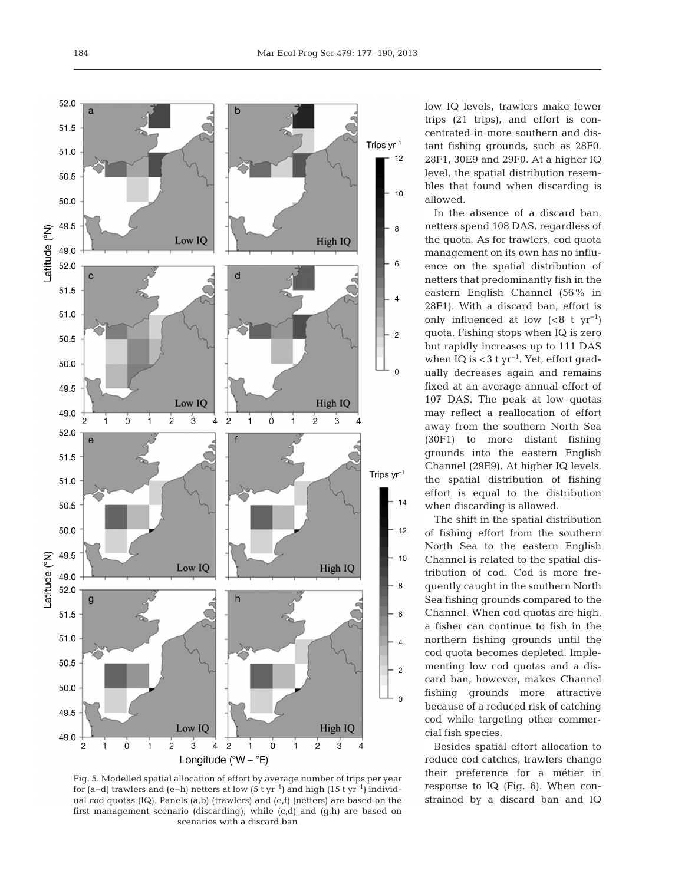Fig. 5. Modelled spatial allocation of effort by average number of trips per year for (a–d) trawlers and (e–h) netters at low (5 t $yr^{-1}$) and high (15 t $yr^{-1}$) individual cod quotas (IQ). Panels (a,b) (trawlers) and (e,f) (netters) are based on the first management scenario (discarding), while (c,d) and (g,h) are based on scenarios with a discard ban

low IQ levels, trawlers make fewer trips (21 trips), and effort is concentrated in more southern and distant fishing grounds, such as 28F0, 28F1, 30E9 and 29F0. At a higher IQ level, the spatial distribution resembles that found when discarding is allowed.

In the absence of a discard ban, netters spend 108 DAS, regardless of the quota. As for trawlers, cod quota management on its own has no influence on the spatial distribution of netters that predominantly fish in the eastern English Channel (56% in 28F1). With a discard ban, effort is only influenced at low (<8 t $yr^{-1}$) quota. Fishing stops when IQ is zero but rapidly increases up to 111 DAS when IQ is <3 t $yr^{-1}$. Yet, effort gradually decreases again and remains fixed at an average annual effort of 107 DAS. The peak at low quotas may reflect a reallocation of effort away from the southern North Sea (30F1) to more distant fishing grounds into the eastern English Channel (29E9). At higher IQ levels, the spatial distribution of fishing effort is equal to the distribution when discarding is allowed.

The shift in the spatial distribution of fishing effort from the southern North Sea to the eastern English Channel is related to the spatial distribution of cod. Cod is more frequently caught in the southern North Sea fishing grounds compared to the Channel. When cod quotas are high, a fisher can continue to fish in the northern fishing grounds until the cod quota becomes depleted. Implementing low cod quotas and a discard ban, however, makes Channel fishing grounds more attractive because of a reduced risk of catching cod while targeting other commercial fish species.

Besides spatial effort allocation to reduce cod catches, trawlers change their preference for a métier in response to IQ (Fig. 6). When constrained by a discard ban and IQ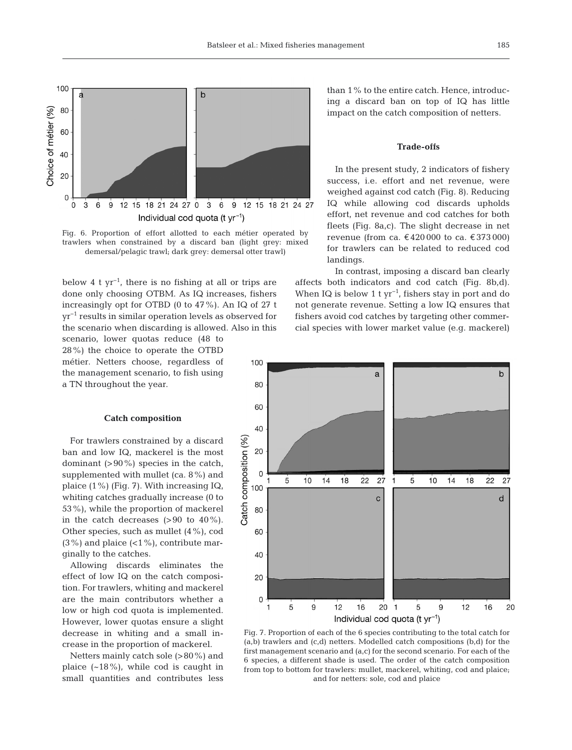Fig. 6. Proportion of effort allotted to each métier operated by trawlers when constrained by a discard ban (light grey: mixed demersal/pelagic trawl; dark grey: demersal otter trawl)

below 4 t $yr^{-1}$, there is no fishing at all or trips are done only choosing OTBM. As IQ increases, fishers increasingly opt for OTBD (0 to 47%). An IQ of 27 t $yr^{-1}$ results in similar operation levels as observed for the scenario when discarding is allowed. Also in this scenario, lower quotas reduce (48 to 28%) the choice to operate the OTBD métier. Netters choose, regardless of the management scenario, to fish using a TN throughout the year.

### Catch composition

For trawlers constrained by a discard ban and low IQ, mackerel is the most dominant (>90%) species in the catch, supplemented with mullet (ca. 8%) and plaice (1%) (Fig. 7). With increasing IQ, whiting catches gradually increase (0 to 53%), while the proportion of mackerel in the catch decreases (>90 to 40%). Other species, such as mullet (4%), cod (3%) and plaice (<1%), contribute marginally to the catches.

Allowing discards eliminates the effect of low IQ on the catch composition. For trawlers, whiting and mackerel are the main contributors whether a low or high cod quota is implemented. However, lower quotas ensure a slight decrease in whiting and a small increase in the proportion of mackerel.

Netters mainly catch sole (>80%) and plaice (~18%), while cod is caught in small quantities and contributes less than 1% to the entire catch. Hence, introducing a discard ban on top of IQ has little impact on the catch composition of netters.

### Trade-offs

In the present study, 2 indicators of fishery success, i.e. effort and net revenue, were weighed against cod catch (Fig. 8). Reducing IQ while allowing cod discards upholds effort, net revenue and cod catches for both fleets (Fig. 8a,c). The slight decrease in net revenue (from ca. €420 000 to ca. €373 000) for trawlers can be related to reduced cod landings.

In contrast, imposing a discard ban clearly affects both indicators and cod catch (Fig. 8b,d). When IQ is below 1 t $yr^{-1}$, fishers stay in port and do not generate revenue. Setting a low IQ ensures that fishers avoid cod catches by targeting other commercial species with lower market value (e.g. mackerel)

Fig. 7. Proportion of each of the 6 species contributing to the total catch for (a,b) trawlers and (c,d) netters. Modelled catch compositions (b,d) for the first management scenario and (a,c) for the second scenario. For each of the 6 species, a different shade is used. The order of the catch composition from top to bottom for trawlers: mullet, mackerel, whiting, cod and plaice; and for netters: sole, cod and plaice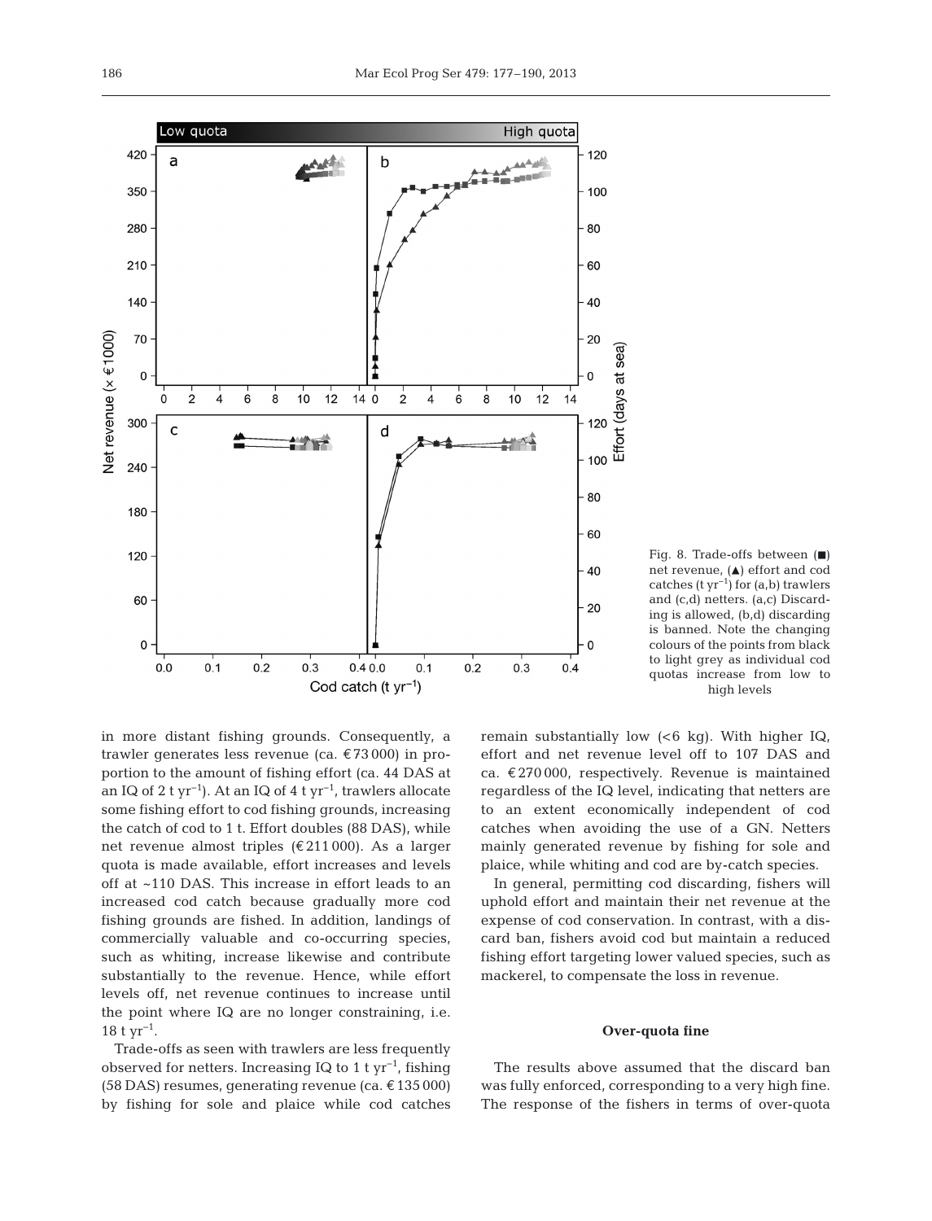Fig. 8. Trade-offs between (■) net revenue, (▲) effort and cod catches (t $yr^{-1}$) for (a,b) trawlers and (c,d) netters. (a,c) Discarding is allowed, (b,d) discarding is banned. Note the changing colours of the points from black to light grey as individual cod quotas increase from low to high levels

in more distant fishing grounds. Consequently, a trawler generates less revenue (ca. €73 000) in proportion to the amount of fishing effort (ca. 44 DAS at an IQ of 2 t $yr^{-1}$). At an IQ of 4 t $yr^{-1}$, trawlers allocate some fishing effort to cod fishing grounds, increasing the catch of cod to 1 t. Effort doubles (88 DAS), while net revenue almost triples (€211 000). As a larger quota is made available, effort increases and levels off at ~110 DAS. This increase in effort leads to an increased cod catch because gradually more cod fishing grounds are fished. In addition, landings of commercially valuable and co-occurring species, such as whiting, increase likewise and contribute substantially to the revenue. Hence, while effort levels off, net revenue continues to increase until the point where IQ are no longer constraining, i.e. 18 t $yr^{-1}$.

Trade-offs as seen with trawlers are less frequently observed for netters. Increasing IQ to 1 t $yr^{-1}$, fishing (58 DAS) resumes, generating revenue (ca. €135 000) by fishing for sole and plaice while cod catches remain substantially low (<6 kg). With higher IQ, effort and net revenue level off to 107 DAS and ca. €270 000, respectively. Revenue is maintained regardless of the IQ level, indicating that netters are to an extent economically independent of cod catches when avoiding the use of a GN. Netters mainly generated revenue by fishing for sole and plaice, while whiting and cod are by-catch species.

In general, permitting cod discarding, fishers will uphold effort and maintain their net revenue at the expense of cod conservation. In contrast, with a discard ban, fishers avoid cod but maintain a reduced fishing effort targeting lower valued species, such as mackerel, to compensate the loss in revenue.

## Over-quota fine

The results above assumed that the discard ban was fully enforced, corresponding to a very high fine. The response of the fishers in terms of over-quota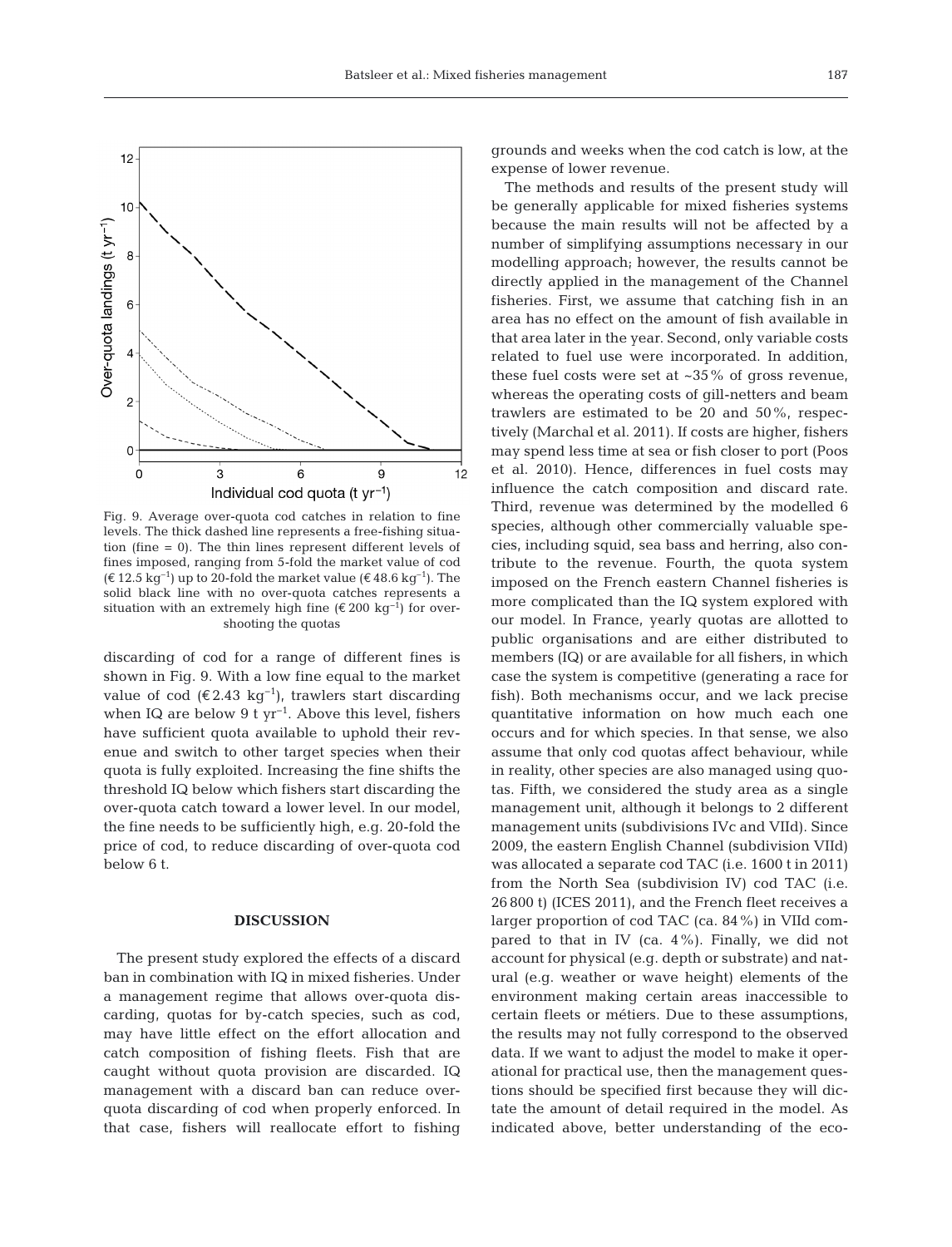Fig. 9. Average over-quota cod catches in relation to fine levels. The thick dashed line represents a free-fishing situation (fine = 0). The thin lines represent different levels of fines imposed, ranging from 5-fold the market value of cod (€12.5 kg$^{-1}$) up to 20-fold the market value (€48.6 kg$^{-1}$). The solid black line with no over-quota catches represents a situation with an extremely high fine (€200 kg$^{-1}$) for overshooting the quotas

discarding of cod for a range of different fines is shown in Fig. 9. With a low fine equal to the market value of cod (€2.43 kg$^{-1}$), trawlers start discarding when IQ are below 9 t yr$^{-1}$. Above this level, fishers have sufficient quota available to uphold their revenue and switch to other target species when their quota is fully exploited. Increasing the fine shifts the threshold IQ below which fishers start discarding the over-quota catch toward a lower level. In our model, the fine needs to be sufficiently high, e.g. 20-fold the price of cod, to reduce discarding of over-quota cod below 6 t.

## DISCUSSION

The present study explored the effects of a discard ban in combination with IQ in mixed fisheries. Under a management regime that allows over-quota discarding, quotas for by-catch species, such as cod, may have little effect on the effort allocation and catch composition of fishing fleets. Fish that are caught without quota provision are discarded. IQ management with a discard ban can reduce over-quota discarding of cod when properly enforced. In that case, fishers will reallocate effort to fishing grounds and weeks when the cod catch is low, at the expense of lower revenue.

The methods and results of the present study will be generally applicable for mixed fisheries systems because the main results will not be affected by a number of simplifying assumptions necessary in our modelling approach; however, the results cannot be directly applied in the management of the Channel fisheries. First, we assume that catching fish in an area has no effect on the amount of fish available in that area later in the year. Second, only variable costs related to fuel use were incorporated. In addition, these fuel costs were set at ~35% of gross revenue, whereas the operating costs of gill-netters and beam trawlers are estimated to be 20 and 50%, respectively (Marchal et al. 2011). If costs are higher, fishers may spend less time at sea or fish closer to port (Poos et al. 2010). Hence, differences in fuel costs may influence the catch composition and discard rate. Third, revenue was determined by the modelled 6 species, although other commercially valuable species, including squid, sea bass and herring, also contribute to the revenue. Fourth, the quota system imposed on the French eastern Channel fisheries is more complicated than the IQ system explored with our model. In France, yearly quotas are allotted to public organisations and are either distributed to members (IQ) or are available for all fishers, in which case the system is competitive (generating a race for fish). Both mechanisms occur, and we lack precise quantitative information on how much each one occurs and for which species. In that sense, we also assume that only cod quotas affect behaviour, while in reality, other species are also managed using quotas. Fifth, we considered the study area as a single management unit, although it belongs to 2 different management units (subdivisions IVc and VIId). Since 2009, the eastern English Channel (subdivision VIId) was allocated a separate cod TAC (i.e. 1600 t in 2011) from the North Sea (subdivision IV) cod TAC (i.e. 26 800 t) (ICES 2011), and the French fleet receives a larger proportion of cod TAC (ca. 84%) in VIId compared to that in IV (ca. 4%). Finally, we did not account for physical (e.g. depth or substrate) and natural (e.g. weather or wave height) elements of the environment making certain areas inaccessible to certain fleets or métiers. Due to these assumptions, the results may not fully correspond to the observed data. If we want to adjust the model to make it operational for practical use, then the management questions should be specified first because they will dictate the amount of detail required in the model. As indicated above, better understanding of the eco-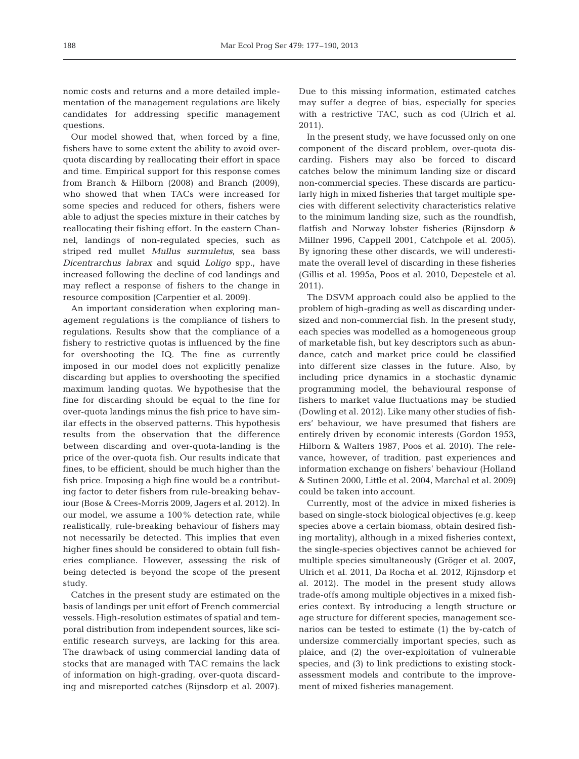nomic costs and returns and a more detailed implementation of the management regulations are likely candidates for addressing specific management questions.

Our model showed that, when forced by a fine, fishers have to some extent the ability to avoid over-quota discarding by reallocating their effort in space and time. Empirical support for this response comes from Branch & Hilborn (2008) and Branch (2009), who showed that when TACs were increased for some species and reduced for others, fishers were able to adjust the species mixture in their catches by reallocating their fishing effort. In the eastern Channel, landings of non-regulated species, such as striped red mullet *Mullus surmuletus*, sea bass *Dicentrarchus labrax* and squid *Loligo* spp., have increased following the decline of cod landings and may reflect a response of fishers to the change in resource composition (Carpentier et al. 2009).

An important consideration when exploring management regulations is the compliance of fishers to regulations. Results show that the compliance of a fishery to restrictive quotas is influenced by the fine for overshooting the IQ. The fine as currently imposed in our model does not explicitly penalize discarding but applies to overshooting the specified maximum landing quotas. We hypothesise that the fine for discarding should be equal to the fine for over-quota landings minus the fish price to have similar effects in the observed patterns. This hypothesis results from the observation that the difference between discarding and over-quota-landing is the price of the over-quota fish. Our results indicate that fines, to be efficient, should be much higher than the fish price. Imposing a high fine would be a contributing factor to deter fishers from rule-breaking behaviour (Bose & Crees-Morris 2009, Jagers et al. 2012). In our model, we assume a 100% detection rate, while realistically, rule-breaking behaviour of fishers may not necessarily be detected. This implies that even higher fines should be considered to obtain full fisheries compliance. However, assessing the risk of being detected is beyond the scope of the present study.

Catches in the present study are estimated on the basis of landings per unit effort of French commercial vessels. High-resolution estimates of spatial and temporal distribution from independent sources, like scientific research surveys, are lacking for this area. The drawback of using commercial landing data of stocks that are managed with TAC remains the lack of information on high-grading, over-quota discarding and misreported catches (Rijnsdorp et al. 2007). Due to this missing information, estimated catches may suffer a degree of bias, especially for species with a restrictive TAC, such as cod (Ulrich et al. 2011).

In the present study, we have focussed only on one component of the discard problem, over-quota discarding. Fishers may also be forced to discard catches below the minimum landing size or discard non-commercial species. These discards are particularly high in mixed fisheries that target multiple species with different selectivity characteristics relative to the minimum landing size, such as the roundfish, flatfish and Norway lobster fisheries (Rijnsdorp & Millner 1996, Cappell 2001, Catchpole et al. 2005). By ignoring these other discards, we will underestimate the overall level of discarding in these fisheries (Gillis et al. 1995a, Poos et al. 2010, Depestele et al. 2011).

The DSVM approach could also be applied to the problem of high-grading as well as discarding undersized and non-commercial fish. In the present study, each species was modelled as a homogeneous group of marketable fish, but key descriptors such as abundance, catch and market price could be classified into different size classes in the future. Also, by including price dynamics in a stochastic dynamic programming model, the behavioural response of fishers to market value fluctuations may be studied (Dowling et al. 2012). Like many other studies of fishers' behaviour, we have presumed that fishers are entirely driven by economic interests (Gordon 1953, Hilborn & Walters 1987, Poos et al. 2010). The relevance, however, of tradition, past experiences and information exchange on fishers' behaviour (Holland & Sutinen 2000, Little et al. 2004, Marchal et al. 2009) could be taken into account.

Currently, most of the advice in mixed fisheries is based on single-stock biological objectives (e.g. keep species above a certain biomass, obtain desired fishing mortality), although in a mixed fisheries context, the single-species objectives cannot be achieved for multiple species simultaneously (Gröger et al. 2007, Ulrich et al. 2011, Da Rocha et al. 2012, Rijnsdorp et al. 2012). The model in the present study allows trade-offs among multiple objectives in a mixed fisheries context. By introducing a length structure or age structure for different species, management scenarios can be tested to estimate (1) the by-catch of undersize commercially important species, such as plaice, and (2) the over-exploitation of vulnerable species, and (3) to link predictions to existing stock-assessment models and contribute to the improvement of mixed fisheries management.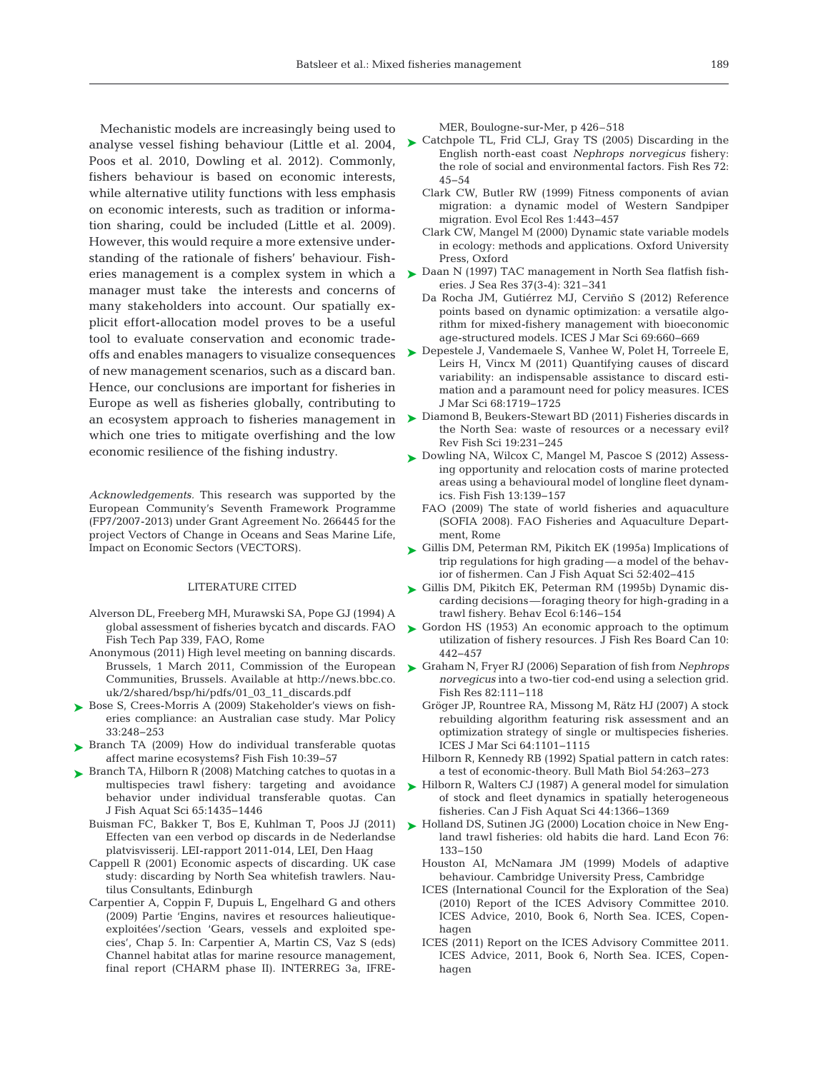Mechanistic models are increasingly being used to analyse vessel fishing behaviour (Little et al. 2004, Poos et al. 2010, Dowling et al. 2012). Commonly, fishers behaviour is based on economic interests, while alternative utility functions with less emphasis on economic interests, such as tradition or information sharing, could be included (Little et al. 2009). However, this would require a more extensive understanding of the rationale of fishers' behaviour. Fisheries management is a complex system in which a manager must take the interests and concerns of many stakeholders into account. Our spatially explicit effort-allocation model proves to be a useful tool to evaluate conservation and economic trade-offs and enables managers to visualize consequences of new management scenarios, such as a discard ban. Hence, our conclusions are important for fisheries in Europe as well as fisheries globally, contributing to an ecosystem approach to fisheries management in which one tries to mitigate overfishing and the low economic resilience of the fishing industry.

*Acknowledgements.* This research was supported by the European Community's Seventh Framework Programme (FP7/2007-2013) under Grant Agreement No. 266445 for the project Vectors of Change in Oceans and Seas Marine Life, Impact on Economic Sectors (VECTORS).

## LITERATURE CITED

Alverson DL, Freeberg MH, Murawski SA, Pope GJ (1994) A global assessment of fisheries bycatch and discards. FAO Fish Tech Pap 339, FAO, Rome

Anonymous (2011) High level meeting on banning discards. Brussels, 1 March 2011, Commission of the European Communities, Brussels. Available at http://news.bbc.co.uk/2/shared/bsp/hi/pdfs/01_03_11_discards.pdf

Bose S, Crees-Morris A (2009) Stakeholder's views on fisheries compliance: an Australian case study. Mar Policy 33:248−253

Branch TA (2009) How do individual transferable quotas affect marine ecosystems? Fish Fish 10:39−57

Branch TA, Hilborn R (2008) Matching catches to quotas in a multispecies trawl fishery: targeting and avoidance behavior under individual transferable quotas. Can J Fish Aquat Sci 65:1435−1446

Buisman FC, Bakker T, Bos E, Kuhlman T, Poos JJ (2011) Effecten van een verbod op discards in de Nederlandse platvisvisserij. LEI-rapport 2011-014, LEI, Den Haag

Cappell R (2001) Economic aspects of discarding. UK case study: discarding by North Sea whitefish trawlers. Nautilus Consultants, Edinburgh

Carpentier A, Coppin F, Dupuis L, Engelhard G and others (2009) Partie 'Engins, navires et resources halieutique-exploitées'/section 'Gears, vessels and exploited species', Chap 5. In: Carpentier A, Martin CS, Vaz S (eds) Channel habitat atlas for marine resource management, final report (CHARM phase II). INTERREG 3a, IFREMER, Boulogne-sur-Mer, p 426−518

Catchpole TL, Frid CLJ, Gray TS (2005) Discarding in the English north-east coast *Nephrops norvegicus* fishery: the role of social and environmental factors. Fish Res 72: 45−54

Clark CW, Butler RW (1999) Fitness components of avian migration: a dynamic model of Western Sandpiper migration. Evol Ecol Res 1:443−457

Clark CW, Mangel M (2000) Dynamic state variable models in ecology: methods and applications. Oxford University Press, Oxford

Daan N (1997) TAC management in North Sea flatfish fisheries. J Sea Res 37(3-4): 321−341

Da Rocha JM, Gutiérrez MJ, Cerviño S (2012) Reference points based on dynamic optimization: a versatile algorithm for mixed-fishery management with bioeconomic age-structured models. ICES J Mar Sci 69:660−669

Depestele J, Vandemaele S, Vanhee W, Polet H, Torreele E, Leirs H, Vincx M (2011) Quantifying causes of discard variability: an indispensable assistance to discard estimation and a paramount need for policy measures. ICES J Mar Sci 68:1719−1725

Diamond B, Beukers-Stewart BD (2011) Fisheries discards in the North Sea: waste of resources or a necessary evil? Rev Fish Sci 19:231−245

Dowling NA, Wilcox C, Mangel M, Pascoe S (2012) Assessing opportunity and relocation costs of marine protected areas using a behavioural model of longline fleet dynamics. Fish Fish 13:139−157

FAO (2009) The state of world fisheries and aquaculture (SOFIA 2008). FAO Fisheries and Aquaculture Department, Rome

Gillis DM, Peterman RM, Pikitch EK (1995a) Implications of trip regulations for high grading — a model of the behavior of fishermen. Can J Fish Aquat Sci 52:402−415

Gillis DM, Pikitch EK, Peterman RM (1995b) Dynamic discarding decisions — foraging theory for high-grading in a trawl fishery. Behav Ecol 6:146−154

Gordon HS (1953) An economic approach to the optimum utilization of fishery resources. J Fish Res Board Can 10: 442−457

Graham N, Fryer RJ (2006) Separation of fish from *Nephrops norvegicus* into a two-tier cod-end using a selection grid. Fish Res 82:111−118

Gröger JP, Rountree RA, Missong M, Rätz HJ (2007) A stock rebuilding algorithm featuring risk assessment and an optimization strategy of single or multispecies fisheries. ICES J Mar Sci 64:1101−1115

Hilborn R, Kennedy RB (1992) Spatial pattern in catch rates: a test of economic-theory. Bull Math Biol 54:263−273

Hilborn R, Walters CJ (1987) A general model for simulation of stock and fleet dynamics in spatially heterogeneous fisheries. Can J Fish Aquat Sci 44:1366−1369

Holland DS, Sutinen JG (2000) Location choice in New England trawl fisheries: old habits die hard. Land Econ 76: 133−150

Houston AI, McNamara JM (1999) Models of adaptive behaviour. Cambridge University Press, Cambridge

ICES (International Council for the Exploration of the Sea) (2010) Report of the ICES Advisory Committee 2010. ICES Advice, 2010, Book 6, North Sea. ICES, Copenhagen

ICES (2011) Report on the ICES Advisory Committee 2011. ICES Advice, 2011, Book 6, North Sea. ICES, Copenhagen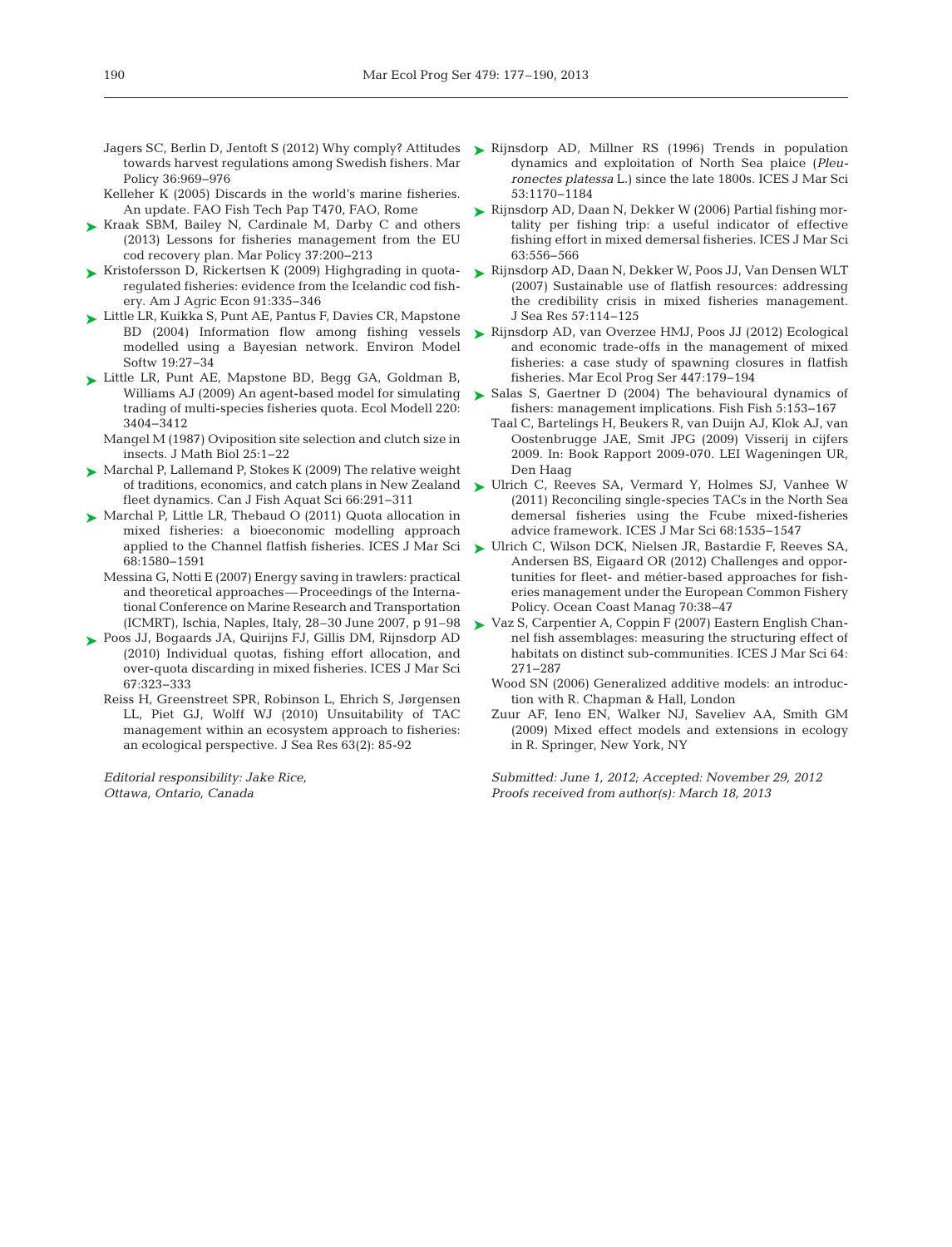Jagers SC, Berlin D, Jentoft S (2012) Why comply? Attitudes towards harvest regulations among Swedish fishers. Mar Policy 36:969–976

Kelleher K (2005) Discards in the world's marine fisheries. An update. FAO Fish Tech Pap T470, FAO, Rome

Kraak SBM, Bailey N, Cardinale M, Darby C and others (2013) Lessons for fisheries management from the EU cod recovery plan. Mar Policy 37:200–213

Kristofersson D, Rickertsen K (2009) Highgrading in quota-regulated fisheries: evidence from the Icelandic cod fishery. Am J Agric Econ 91:335–346

Little LR, Kuikka S, Punt AE, Pantus F, Davies CR, Mapstone BD (2004) Information flow among fishing vessels modelled using a Bayesian network. Environ Model Softw 19:27–34

Little LR, Punt AE, Mapstone BD, Begg GA, Goldman B, Williams AJ (2009) An agent-based model for simulating trading of multi-species fisheries quota. Ecol Modell 220: 3404–3412

Mangel M (1987) Oviposition site selection and clutch size in insects. J Math Biol 25:1–22

Marchal P, Lallemand P, Stokes K (2009) The relative weight of traditions, economics, and catch plans in New Zealand fleet dynamics. Can J Fish Aquat Sci 66:291–311

Marchal P, Little LR, Thebaud O (2011) Quota allocation in mixed fisheries: a bioeconomic modelling approach applied to the Channel flatfish fisheries. ICES J Mar Sci 68:1580–1591

Messina G, Notti E (2007) Energy saving in trawlers: practical and theoretical approaches — Proceedings of the International Conference on Marine Research and Transportation (ICMRT), Ischia, Naples, Italy, 28–30 June 2007, p 91–98

Poos JJ, Bogaards JA, Quirijns FJ, Gillis DM, Rijnsdorp AD (2010) Individual quotas, fishing effort allocation, and over-quota discarding in mixed fisheries. ICES J Mar Sci 67:323–333

Reiss H, Greenstreet SPR, Robinson L, Ehrich S, Jørgensen LL, Piet GJ, Wolff WJ (2010) Unsuitability of TAC management within an ecosystem approach to fisheries: an ecological perspective. J Sea Res 63(2): 85-92

Rijnsdorp AD, Millner RS (1996) Trends in population dynamics and exploitation of North Sea plaice (*Pleuronectes platessa* L.) since the late 1800s. ICES J Mar Sci 53:1170–1184

Rijnsdorp AD, Daan N, Dekker W (2006) Partial fishing mortality per fishing trip: a useful indicator of effective fishing effort in mixed demersal fisheries. ICES J Mar Sci 63:556–566

Rijnsdorp AD, Daan N, Dekker W, Poos JJ, Van Densen WLT (2007) Sustainable use of flatfish resources: addressing the credibility crisis in mixed fisheries management. J Sea Res 57:114–125

Rijnsdorp AD, van Overzee HMJ, Poos JJ (2012) Ecological and economic trade-offs in the management of mixed fisheries: a case study of spawning closures in flatfish fisheries. Mar Ecol Prog Ser 447:179–194

Salas S, Gaertner D (2004) The behavioural dynamics of fishers: management implications. Fish Fish 5:153–167

Taal C, Bartelings H, Beukers R, van Duijn AJ, Klok AJ, van Oostenbrugge JAE, Smit JPG (2009) Visserij in cijfers 2009. In: Book Rapport 2009-070. LEI Wageningen UR, Den Haag

Ulrich C, Reeves SA, Vermard Y, Holmes SJ, Vanhee W (2011) Reconciling single-species TACs in the North Sea demersal fisheries using the Fcube mixed-fisheries advice framework. ICES J Mar Sci 68:1535–1547

Ulrich C, Wilson DCK, Nielsen JR, Bastardie F, Reeves SA, Andersen BS, Eigaard OR (2012) Challenges and opportunities for fleet- and métier-based approaches for fisheries management under the European Common Fishery Policy. Ocean Coast Manag 70:38–47

Vaz S, Carpentier A, Coppin F (2007) Eastern English Channel fish assemblages: measuring the structuring effect of habitats on distinct sub-communities. ICES J Mar Sci 64: 271–287

Wood SN (2006) Generalized additive models: an introduction with R. Chapman & Hall, London

Zuur AF, Ieno EN, Walker NJ, Saveliev AA, Smith GM (2009) Mixed effect models and extensions in ecology in R. Springer, New York, NY

*Editorial responsibility: Jake Rice, Ottawa, Ontario, Canada*

*Submitted: June 1, 2012; Accepted: November 29, 2012*
*Proofs received from author(s): March 18, 2013*